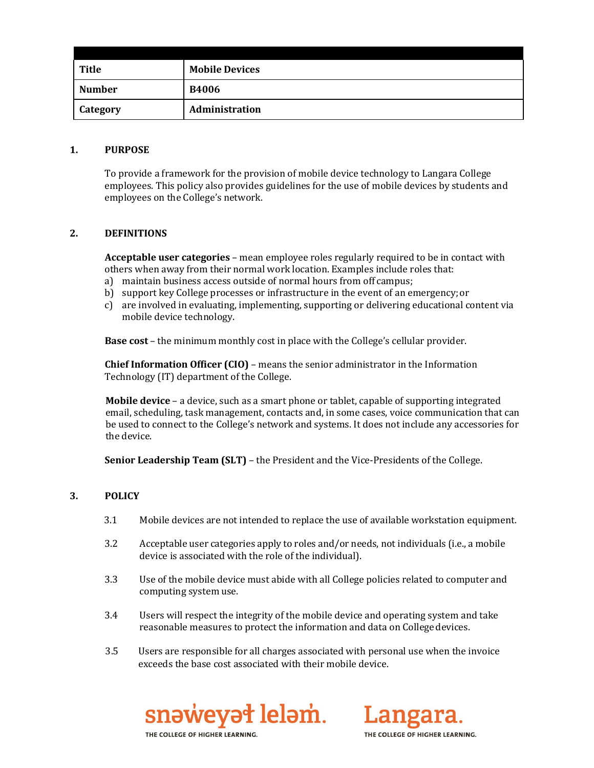| | |
|---|---|
| **Title** | **Mobile Devices** |
| **Number** | **B4006** |
| **Category** | **Administration** |

## 1. PURPOSE

To provide a framework for the provision of mobile device technology to Langara College employees. This policy also provides guidelines for the use of mobile devices by students and employees on the College's network.

## 2. DEFINITIONS

**Acceptable user categories** – mean employee roles regularly required to be in contact with others when away from their normal work location. Examples include roles that:

a) maintain business access outside of normal hours from off campus;
b) support key College processes or infrastructure in the event of an emergency; or
c) are involved in evaluating, implementing, supporting or delivering educational content via mobile device technology.

**Base cost** – the minimum monthly cost in place with the College's cellular provider.

**Chief Information Officer (CIO)** – means the senior administrator in the Information Technology (IT) department of the College.

**Mobile device** – a device, such as a smart phone or tablet, capable of supporting integrated email, scheduling, task management, contacts and, in some cases, voice communication that can be used to connect to the College's network and systems. It does not include any accessories for the device.

**Senior Leadership Team (SLT)** – the President and the Vice-Presidents of the College.

## 3. POLICY

3.1 Mobile devices are not intended to replace the use of available workstation equipment.

3.2 Acceptable user categories apply to roles and/or needs, not individuals (i.e., a mobile device is associated with the role of the individual).

3.3 Use of the mobile device must abide with all College policies related to computer and computing system use.

3.4 Users will respect the integrity of the mobile device and operating system and take reasonable measures to protect the information and data on College devices.

3.5 Users are responsible for all charges associated with personal use when the invoice exceeds the base cost associated with their mobile device.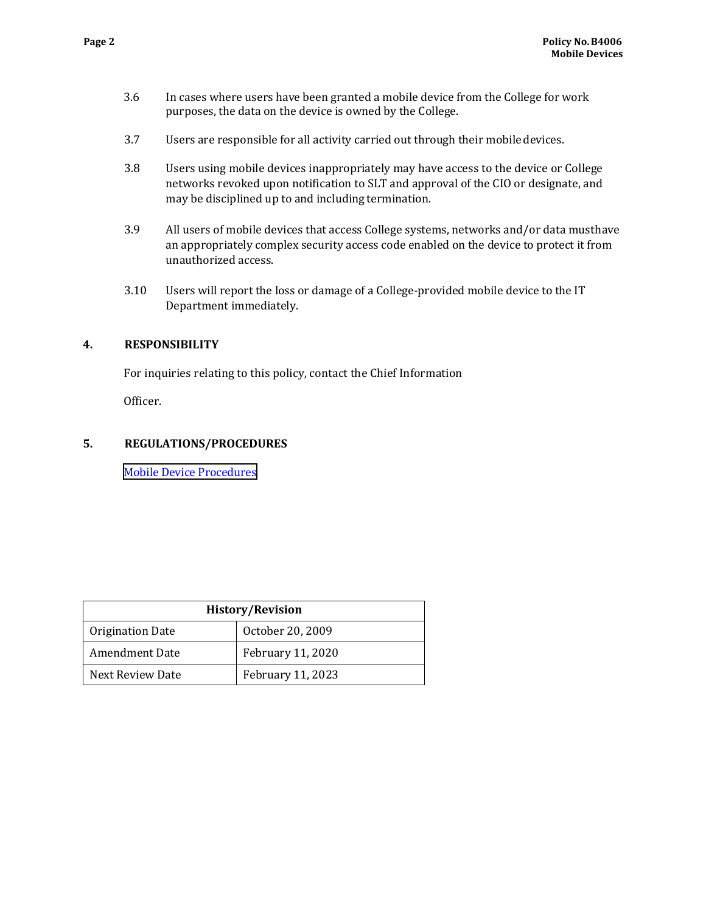3.6 In cases where users have been granted a mobile device from the College for work purposes, the data on the device is owned by the College.

3.7 Users are responsible for all activity carried out through their mobile devices.

3.8 Users using mobile devices inappropriately may have access to the device or College networks revoked upon notification to SLT and approval of the CIO or designate, and may be disciplined up to and including termination.

3.9 All users of mobile devices that access College systems, networks and/or data must have an appropriately complex security access code enabled on the device to protect it from unauthorized access.

3.10 Users will report the loss or damage of a College-provided mobile device to the IT Department immediately.

## 4. RESPONSIBILITY

For inquiries relating to this policy, contact the Chief Information

Officer.

## 5. REGULATIONS/PROCEDURES

Mobile Device Procedures

| History/Revision | |
|---|---|
| Origination Date | October 20, 2009 |
| Amendment Date | February 11, 2020 |
| Next Review Date | February 11, 2023 |